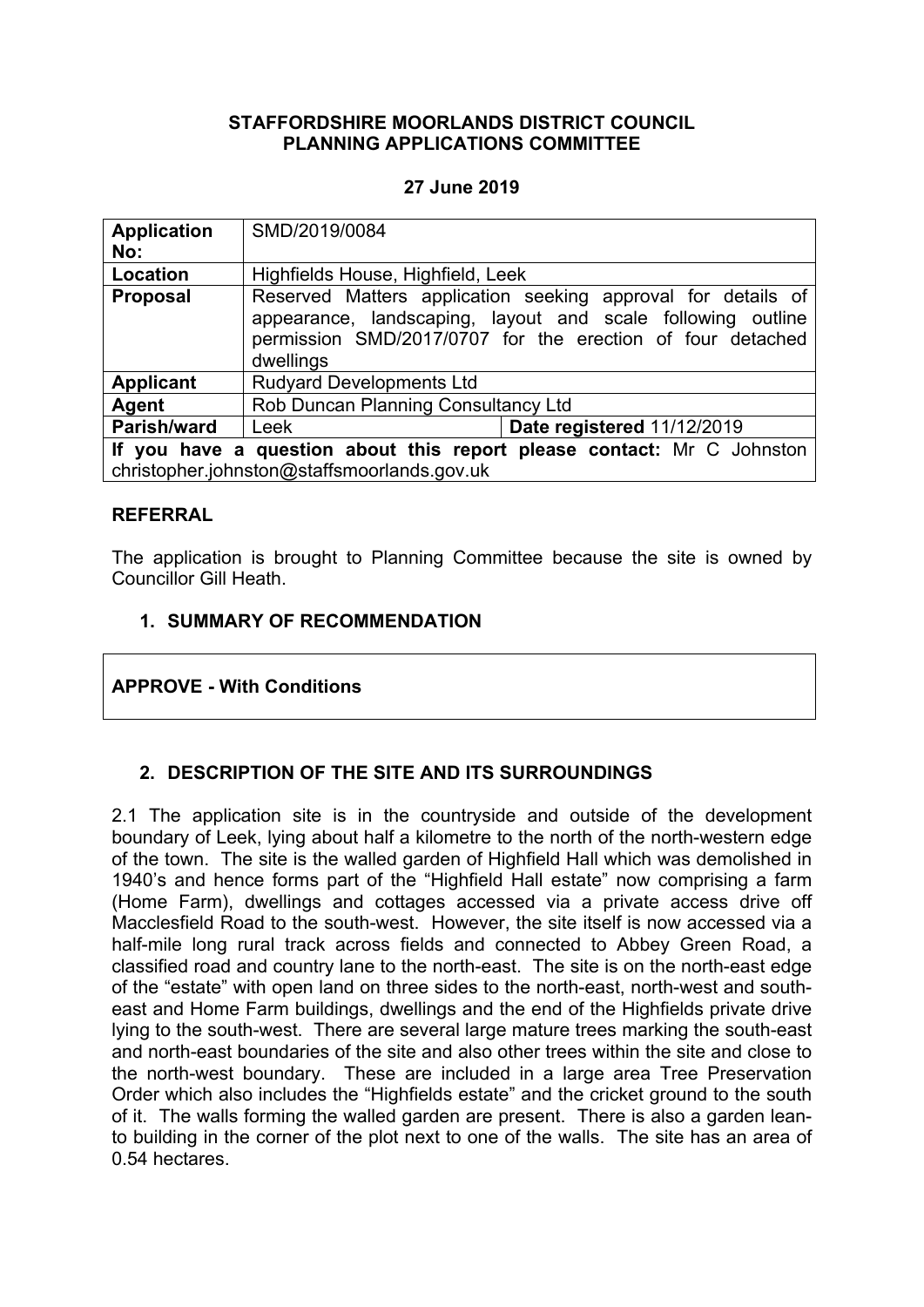**STAFFORDSHIRE MOORLANDS DISTRICT COUNCIL**
**PLANNING APPLICATIONS COMMITTEE**

**27 June 2019**

| **Application No:** | SMD/2019/0084 | |
|---|---|---|
| **Location** | Highfields House, Highfield, Leek | |
| **Proposal** | Reserved Matters application seeking approval for details of appearance, landscaping, layout and scale following outline permission SMD/2017/0707 for the erection of four detached dwellings | |
| **Applicant** | Rudyard Developments Ltd | |
| **Agent** | Rob Duncan Planning Consultancy Ltd | |
| **Parish/ward** | Leek | **Date registered** 11/12/2019 |
| **If you have a question about this report please contact:** Mr C Johnston christopher.johnston@staffsmoorlands.gov.uk | | |

## REFERRAL

The application is brought to Planning Committee because the site is owned by Councillor Gill Heath.

## 1. SUMMARY OF RECOMMENDATION

**APPROVE - With Conditions**

## 2. DESCRIPTION OF THE SITE AND ITS SURROUNDINGS

2.1 The application site is in the countryside and outside of the development boundary of Leek, lying about half a kilometre to the north of the north-western edge of the town. The site is the walled garden of Highfield Hall which was demolished in 1940's and hence forms part of the "Highfield Hall estate" now comprising a farm (Home Farm), dwellings and cottages accessed via a private access drive off Macclesfield Road to the south-west. However, the site itself is now accessed via a half-mile long rural track across fields and connected to Abbey Green Road, a classified road and country lane to the north-east. The site is on the north-east edge of the "estate" with open land on three sides to the north-east, north-west and south-east and Home Farm buildings, dwellings and the end of the Highfields private drive lying to the south-west. There are several large mature trees marking the south-east and north-east boundaries of the site and also other trees within the site and close to the north-west boundary. These are included in a large area Tree Preservation Order which also includes the "Highfields estate" and the cricket ground to the south of it. The walls forming the walled garden are present. There is also a garden lean-to building in the corner of the plot next to one of the walls. The site has an area of 0.54 hectares.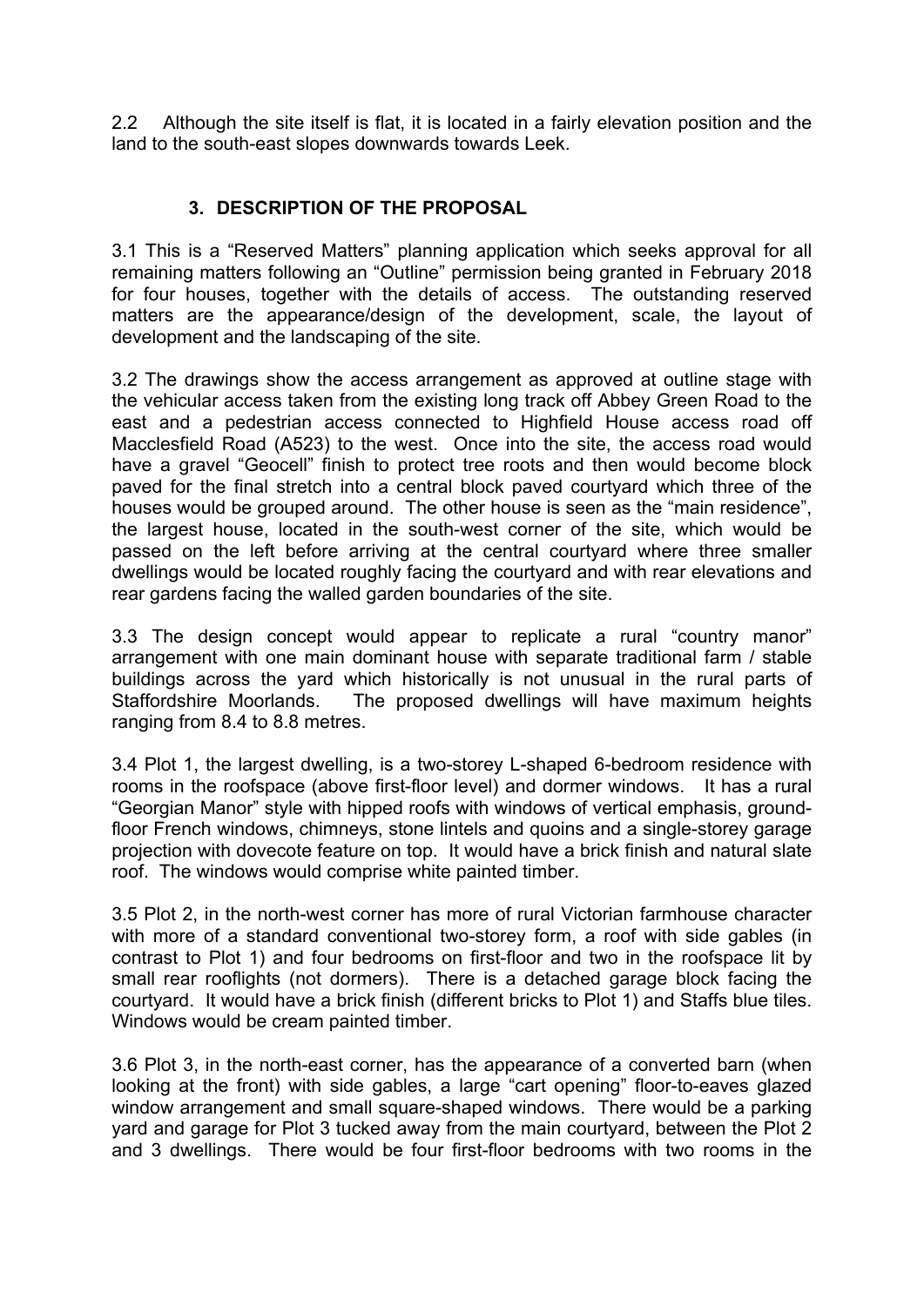2.2 Although the site itself is flat, it is located in a fairly elevation position and the land to the south-east slopes downwards towards Leek.

## 3. DESCRIPTION OF THE PROPOSAL

3.1 This is a "Reserved Matters" planning application which seeks approval for all remaining matters following an "Outline" permission being granted in February 2018 for four houses, together with the details of access. The outstanding reserved matters are the appearance/design of the development, scale, the layout of development and the landscaping of the site.

3.2 The drawings show the access arrangement as approved at outline stage with the vehicular access taken from the existing long track off Abbey Green Road to the east and a pedestrian access connected to Highfield House access road off Macclesfield Road (A523) to the west. Once into the site, the access road would have a gravel "Geocell" finish to protect tree roots and then would become block paved for the final stretch into a central block paved courtyard which three of the houses would be grouped around. The other house is seen as the "main residence", the largest house, located in the south-west corner of the site, which would be passed on the left before arriving at the central courtyard where three smaller dwellings would be located roughly facing the courtyard and with rear elevations and rear gardens facing the walled garden boundaries of the site.

3.3 The design concept would appear to replicate a rural "country manor" arrangement with one main dominant house with separate traditional farm / stable buildings across the yard which historically is not unusual in the rural parts of Staffordshire Moorlands. The proposed dwellings will have maximum heights ranging from 8.4 to 8.8 metres.

3.4 Plot 1, the largest dwelling, is a two-storey L-shaped 6-bedroom residence with rooms in the roofspace (above first-floor level) and dormer windows. It has a rural "Georgian Manor" style with hipped roofs with windows of vertical emphasis, ground-floor French windows, chimneys, stone lintels and quoins and a single-storey garage projection with dovecote feature on top. It would have a brick finish and natural slate roof. The windows would comprise white painted timber.

3.5 Plot 2, in the north-west corner has more of rural Victorian farmhouse character with more of a standard conventional two-storey form, a roof with side gables (in contrast to Plot 1) and four bedrooms on first-floor and two in the roofspace lit by small rear rooflights (not dormers). There is a detached garage block facing the courtyard. It would have a brick finish (different bricks to Plot 1) and Staffs blue tiles. Windows would be cream painted timber.

3.6 Plot 3, in the north-east corner, has the appearance of a converted barn (when looking at the front) with side gables, a large "cart opening" floor-to-eaves glazed window arrangement and small square-shaped windows. There would be a parking yard and garage for Plot 3 tucked away from the main courtyard, between the Plot 2 and 3 dwellings. There would be four first-floor bedrooms with two rooms in the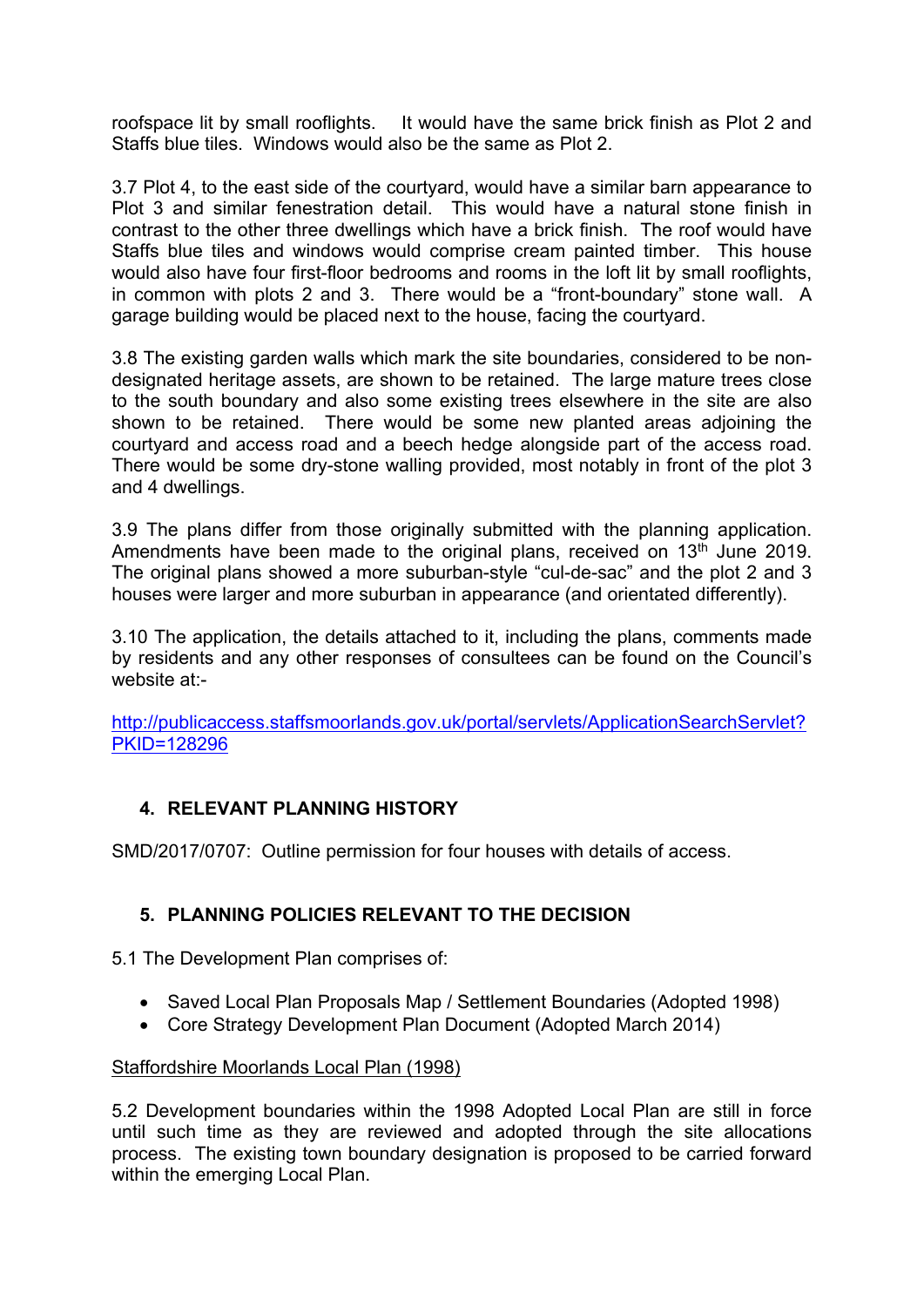roofspace lit by small rooflights. It would have the same brick finish as Plot 2 and Staffs blue tiles. Windows would also be the same as Plot 2.

3.7 Plot 4, to the east side of the courtyard, would have a similar barn appearance to Plot 3 and similar fenestration detail. This would have a natural stone finish in contrast to the other three dwellings which have a brick finish. The roof would have Staffs blue tiles and windows would comprise cream painted timber. This house would also have four first-floor bedrooms and rooms in the loft lit by small rooflights, in common with plots 2 and 3. There would be a "front-boundary" stone wall. A garage building would be placed next to the house, facing the courtyard.

3.8 The existing garden walls which mark the site boundaries, considered to be non-designated heritage assets, are shown to be retained. The large mature trees close to the south boundary and also some existing trees elsewhere in the site are also shown to be retained. There would be some new planted areas adjoining the courtyard and access road and a beech hedge alongside part of the access road. There would be some dry-stone walling provided, most notably in front of the plot 3 and 4 dwellings.

3.9 The plans differ from those originally submitted with the planning application. Amendments have been made to the original plans, received on 13th June 2019. The original plans showed a more suburban-style "cul-de-sac" and the plot 2 and 3 houses were larger and more suburban in appearance (and orientated differently).

3.10 The application, the details attached to it, including the plans, comments made by residents and any other responses of consultees can be found on the Council's website at:-

http://publicaccess.staffsmoorlands.gov.uk/portal/servlets/ApplicationSearchServlet?PKID=128296

## 4. RELEVANT PLANNING HISTORY

SMD/2017/0707: Outline permission for four houses with details of access.

## 5. PLANNING POLICIES RELEVANT TO THE DECISION

5.1 The Development Plan comprises of:

- Saved Local Plan Proposals Map / Settlement Boundaries (Adopted 1998)
- Core Strategy Development Plan Document (Adopted March 2014)

Staffordshire Moorlands Local Plan (1998)

5.2 Development boundaries within the 1998 Adopted Local Plan are still in force until such time as they are reviewed and adopted through the site allocations process. The existing town boundary designation is proposed to be carried forward within the emerging Local Plan.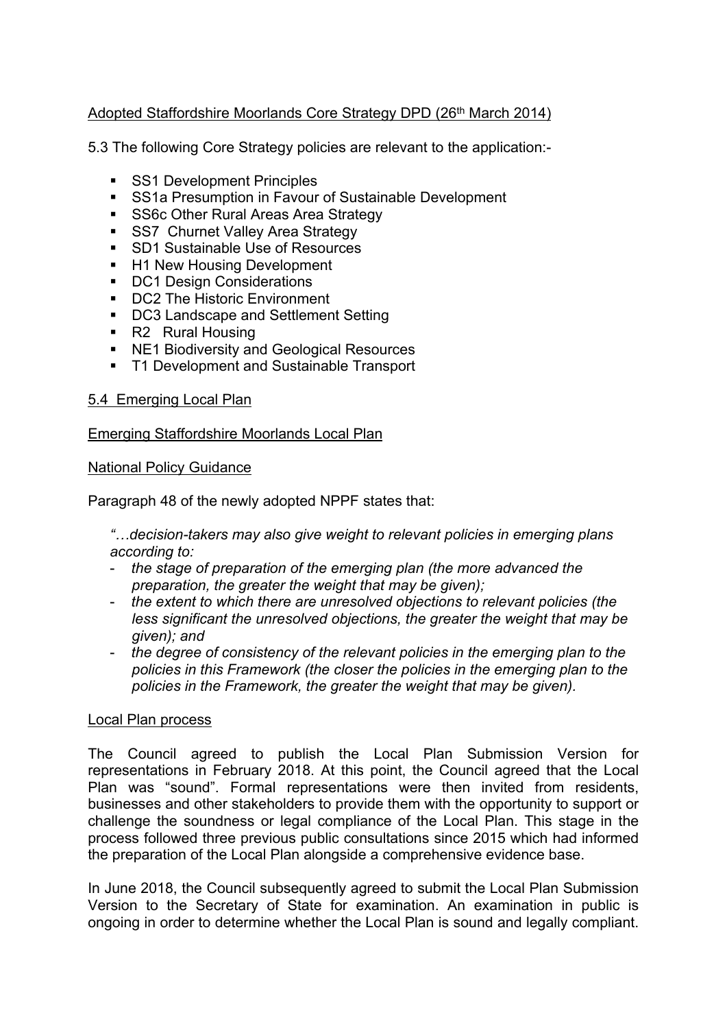Adopted Staffordshire Moorlands Core Strategy DPD (26th March 2014)

5.3 The following Core Strategy policies are relevant to the application:-

- SS1 Development Principles
- SS1a Presumption in Favour of Sustainable Development
- SS6c Other Rural Areas Area Strategy
- SS7 Churnet Valley Area Strategy
- SD1 Sustainable Use of Resources
- H1 New Housing Development
- DC1 Design Considerations
- DC2 The Historic Environment
- DC3 Landscape and Settlement Setting
- R2 Rural Housing
- NE1 Biodiversity and Geological Resources
- T1 Development and Sustainable Transport

5.4 Emerging Local Plan

Emerging Staffordshire Moorlands Local Plan

National Policy Guidance

Paragraph 48 of the newly adopted NPPF states that:

*"…decision-takers may also give weight to relevant policies in emerging plans according to:*

- *the stage of preparation of the emerging plan (the more advanced the preparation, the greater the weight that may be given);*
- *the extent to which there are unresolved objections to relevant policies (the less significant the unresolved objections, the greater the weight that may be given); and*
- *the degree of consistency of the relevant policies in the emerging plan to the policies in this Framework (the closer the policies in the emerging plan to the policies in the Framework, the greater the weight that may be given).*

Local Plan process

The Council agreed to publish the Local Plan Submission Version for representations in February 2018. At this point, the Council agreed that the Local Plan was "sound". Formal representations were then invited from residents, businesses and other stakeholders to provide them with the opportunity to support or challenge the soundness or legal compliance of the Local Plan. This stage in the process followed three previous public consultations since 2015 which had informed the preparation of the Local Plan alongside a comprehensive evidence base.

In June 2018, the Council subsequently agreed to submit the Local Plan Submission Version to the Secretary of State for examination. An examination in public is ongoing in order to determine whether the Local Plan is sound and legally compliant.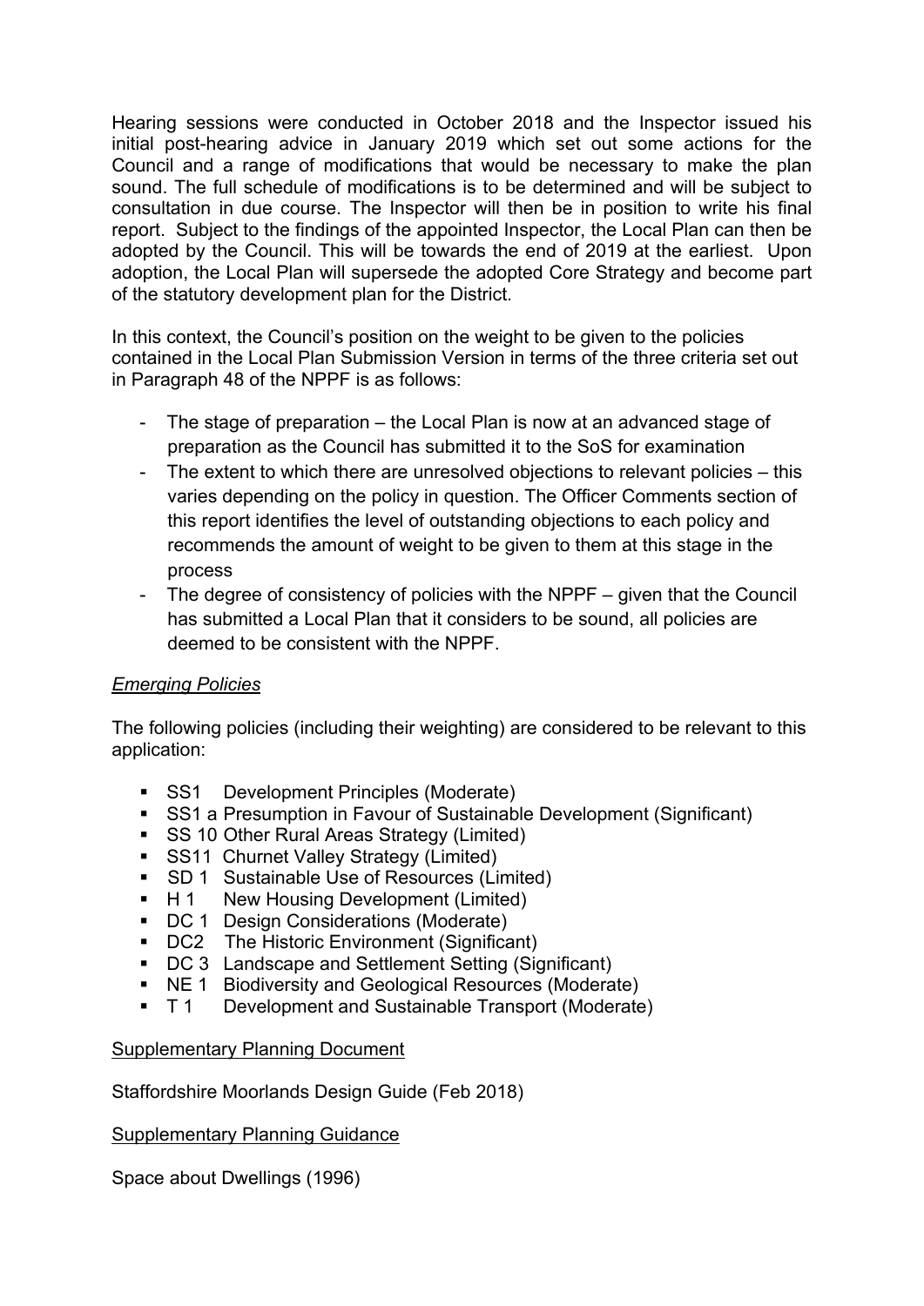Hearing sessions were conducted in October 2018 and the Inspector issued his initial post-hearing advice in January 2019 which set out some actions for the Council and a range of modifications that would be necessary to make the plan sound. The full schedule of modifications is to be determined and will be subject to consultation in due course. The Inspector will then be in position to write his final report. Subject to the findings of the appointed Inspector, the Local Plan can then be adopted by the Council. This will be towards the end of 2019 at the earliest. Upon adoption, the Local Plan will supersede the adopted Core Strategy and become part of the statutory development plan for the District.

In this context, the Council's position on the weight to be given to the policies contained in the Local Plan Submission Version in terms of the three criteria set out in Paragraph 48 of the NPPF is as follows:

- The stage of preparation – the Local Plan is now at an advanced stage of preparation as the Council has submitted it to the SoS for examination
- The extent to which there are unresolved objections to relevant policies – this varies depending on the policy in question. The Officer Comments section of this report identifies the level of outstanding objections to each policy and recommends the amount of weight to be given to them at this stage in the process
- The degree of consistency of policies with the NPPF – given that the Council has submitted a Local Plan that it considers to be sound, all policies are deemed to be consistent with the NPPF.

*Emerging Policies*

The following policies (including their weighting) are considered to be relevant to this application:

- SS1 Development Principles (Moderate)
- SS1 a Presumption in Favour of Sustainable Development (Significant)
- SS 10 Other Rural Areas Strategy (Limited)
- SS11 Churnet Valley Strategy (Limited)
- SD 1 Sustainable Use of Resources (Limited)
- H 1 New Housing Development (Limited)
- DC 1 Design Considerations (Moderate)
- DC2 The Historic Environment (Significant)
- DC 3 Landscape and Settlement Setting (Significant)
- NE 1 Biodiversity and Geological Resources (Moderate)
- T 1 Development and Sustainable Transport (Moderate)

Supplementary Planning Document

Staffordshire Moorlands Design Guide (Feb 2018)

Supplementary Planning Guidance

Space about Dwellings (1996)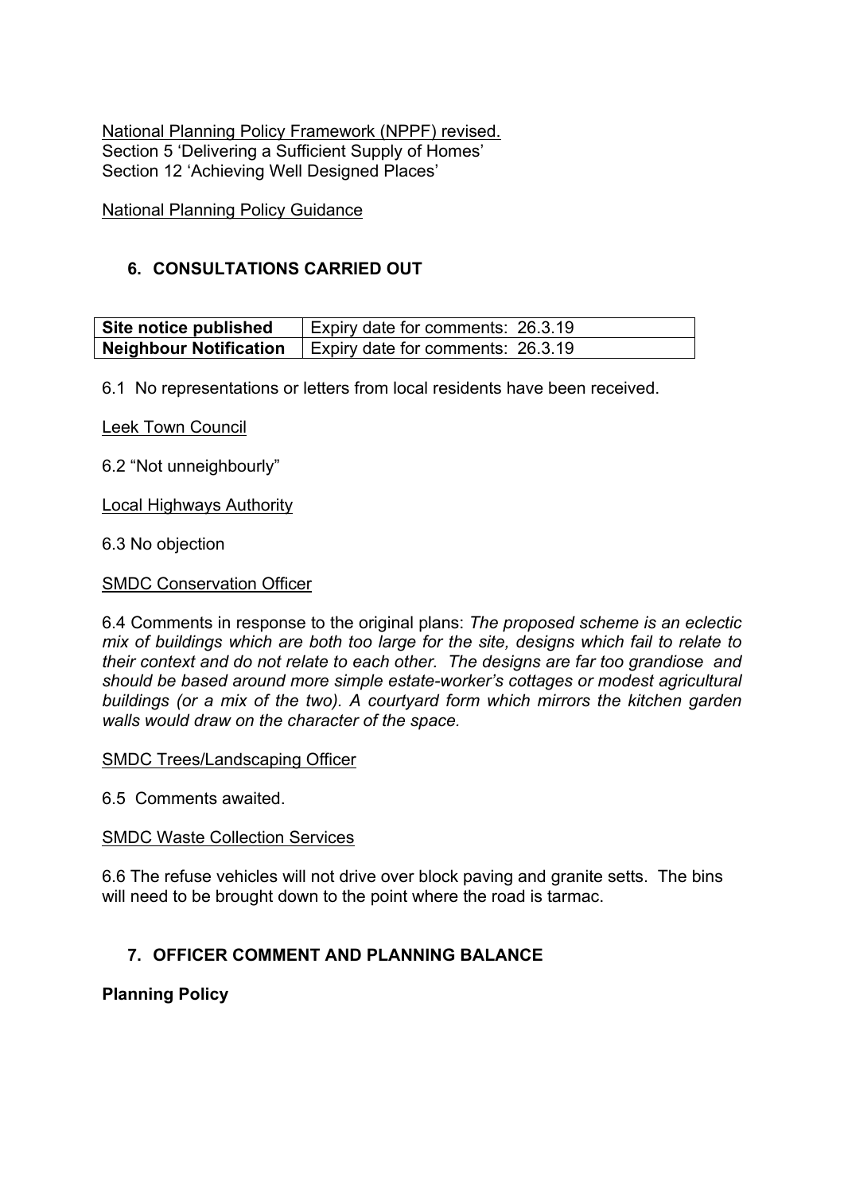<u>National Planning Policy Framework (NPPF) revised.</u>
Section 5 'Delivering a Sufficient Supply of Homes'
Section 12 'Achieving Well Designed Places'

<u>National Planning Policy Guidance</u>

## 6. CONSULTATIONS CARRIED OUT

| **Site notice published** | Expiry date for comments: 26.3.19 |
|---|---|
| **Neighbour Notification** | Expiry date for comments: 26.3.19 |

6.1 No representations or letters from local residents have been received.

<u>Leek Town Council</u>

6.2 "Not unneighbourly"

<u>Local Highways Authority</u>

6.3 No objection

<u>SMDC Conservation Officer</u>

6.4 Comments in response to the original plans: *The proposed scheme is an eclectic mix of buildings which are both too large for the site, designs which fail to relate to their context and do not relate to each other. The designs are far too grandiose and should be based around more simple estate-worker's cottages or modest agricultural buildings (or a mix of the two). A courtyard form which mirrors the kitchen garden walls would draw on the character of the space.*

<u>SMDC Trees/Landscaping Officer</u>

6.5 Comments awaited.

<u>SMDC Waste Collection Services</u>

6.6 The refuse vehicles will not drive over block paving and granite setts. The bins will need to be brought down to the point where the road is tarmac.

## 7. OFFICER COMMENT AND PLANNING BALANCE

**Planning Policy**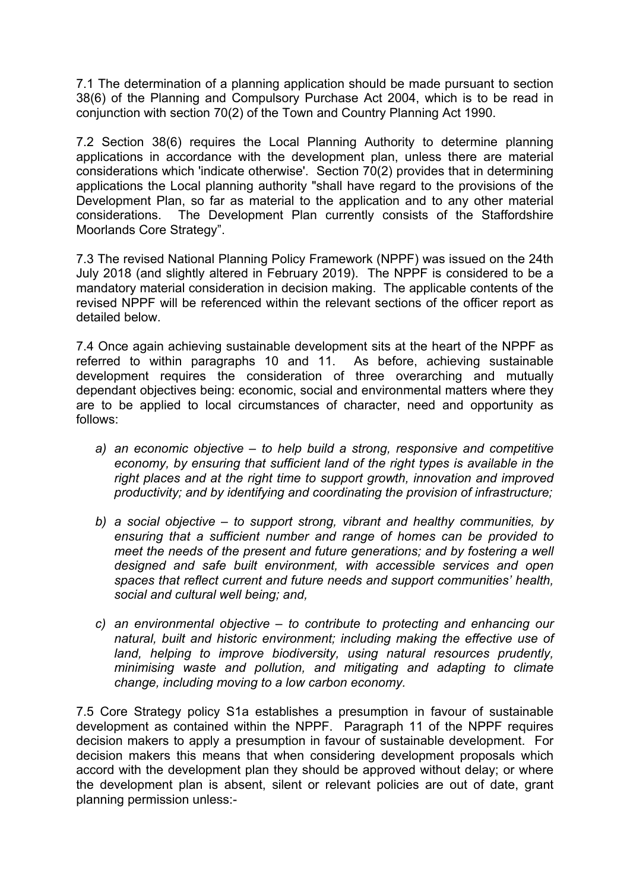7.1 The determination of a planning application should be made pursuant to section 38(6) of the Planning and Compulsory Purchase Act 2004, which is to be read in conjunction with section 70(2) of the Town and Country Planning Act 1990.

7.2 Section 38(6) requires the Local Planning Authority to determine planning applications in accordance with the development plan, unless there are material considerations which 'indicate otherwise'. Section 70(2) provides that in determining applications the Local planning authority "shall have regard to the provisions of the Development Plan, so far as material to the application and to any other material considerations. The Development Plan currently consists of the Staffordshire Moorlands Core Strategy".

7.3 The revised National Planning Policy Framework (NPPF) was issued on the 24th July 2018 (and slightly altered in February 2019). The NPPF is considered to be a mandatory material consideration in decision making. The applicable contents of the revised NPPF will be referenced within the relevant sections of the officer report as detailed below.

7.4 Once again achieving sustainable development sits at the heart of the NPPF as referred to within paragraphs 10 and 11. As before, achieving sustainable development requires the consideration of three overarching and mutually dependant objectives being: economic, social and environmental matters where they are to be applied to local circumstances of character, need and opportunity as follows:

*a) an economic objective – to help build a strong, responsive and competitive economy, by ensuring that sufficient land of the right types is available in the right places and at the right time to support growth, innovation and improved productivity; and by identifying and coordinating the provision of infrastructure;*

*b) a social objective – to support strong, vibrant and healthy communities, by ensuring that a sufficient number and range of homes can be provided to meet the needs of the present and future generations; and by fostering a well designed and safe built environment, with accessible services and open spaces that reflect current and future needs and support communities' health, social and cultural well being; and,*

*c) an environmental objective – to contribute to protecting and enhancing our natural, built and historic environment; including making the effective use of land, helping to improve biodiversity, using natural resources prudently, minimising waste and pollution, and mitigating and adapting to climate change, including moving to a low carbon economy.*

7.5 Core Strategy policy S1a establishes a presumption in favour of sustainable development as contained within the NPPF. Paragraph 11 of the NPPF requires decision makers to apply a presumption in favour of sustainable development. For decision makers this means that when considering development proposals which accord with the development plan they should be approved without delay; or where the development plan is absent, silent or relevant policies are out of date, grant planning permission unless:-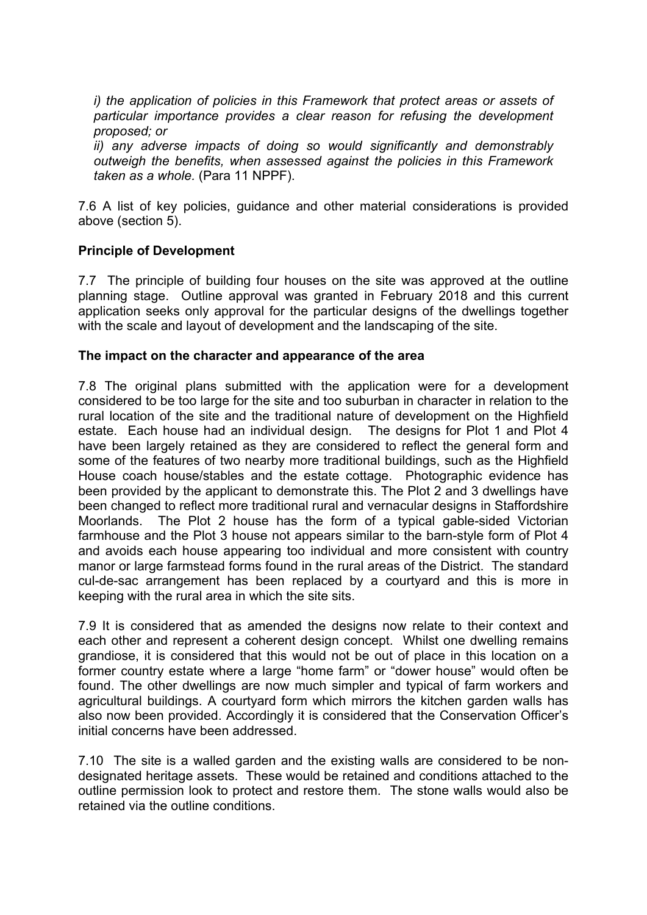*i) the application of policies in this Framework that protect areas or assets of particular importance provides a clear reason for refusing the development proposed; or*

*ii) any adverse impacts of doing so would significantly and demonstrably outweigh the benefits, when assessed against the policies in this Framework taken as a whole.* (Para 11 NPPF).

7.6 A list of key policies, guidance and other material considerations is provided above (section 5).

**Principle of Development**

7.7 The principle of building four houses on the site was approved at the outline planning stage. Outline approval was granted in February 2018 and this current application seeks only approval for the particular designs of the dwellings together with the scale and layout of development and the landscaping of the site.

**The impact on the character and appearance of the area**

7.8 The original plans submitted with the application were for a development considered to be too large for the site and too suburban in character in relation to the rural location of the site and the traditional nature of development on the Highfield estate. Each house had an individual design. The designs for Plot 1 and Plot 4 have been largely retained as they are considered to reflect the general form and some of the features of two nearby more traditional buildings, such as the Highfield House coach house/stables and the estate cottage. Photographic evidence has been provided by the applicant to demonstrate this. The Plot 2 and 3 dwellings have been changed to reflect more traditional rural and vernacular designs in Staffordshire Moorlands. The Plot 2 house has the form of a typical gable-sided Victorian farmhouse and the Plot 3 house not appears similar to the barn-style form of Plot 4 and avoids each house appearing too individual and more consistent with country manor or large farmstead forms found in the rural areas of the District. The standard cul-de-sac arrangement has been replaced by a courtyard and this is more in keeping with the rural area in which the site sits.

7.9 It is considered that as amended the designs now relate to their context and each other and represent a coherent design concept. Whilst one dwelling remains grandiose, it is considered that this would not be out of place in this location on a former country estate where a large "home farm" or "dower house" would often be found. The other dwellings are now much simpler and typical of farm workers and agricultural buildings. A courtyard form which mirrors the kitchen garden walls has also now been provided. Accordingly it is considered that the Conservation Officer's initial concerns have been addressed.

7.10 The site is a walled garden and the existing walls are considered to be non-designated heritage assets. These would be retained and conditions attached to the outline permission look to protect and restore them. The stone walls would also be retained via the outline conditions.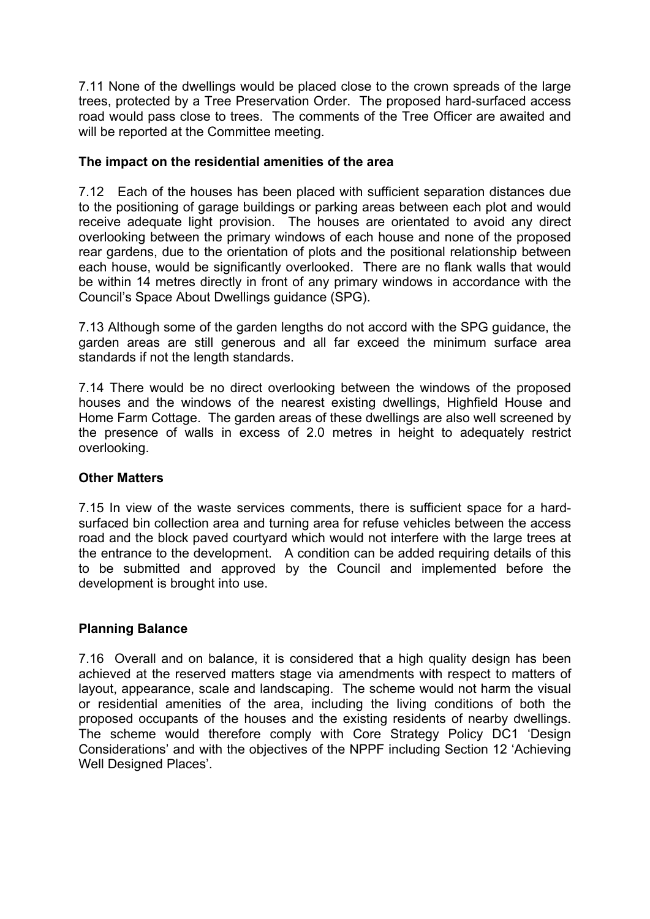7.11 None of the dwellings would be placed close to the crown spreads of the large trees, protected by a Tree Preservation Order. The proposed hard-surfaced access road would pass close to trees. The comments of the Tree Officer are awaited and will be reported at the Committee meeting.

**The impact on the residential amenities of the area**

7.12 Each of the houses has been placed with sufficient separation distances due to the positioning of garage buildings or parking areas between each plot and would receive adequate light provision. The houses are orientated to avoid any direct overlooking between the primary windows of each house and none of the proposed rear gardens, due to the orientation of plots and the positional relationship between each house, would be significantly overlooked. There are no flank walls that would be within 14 metres directly in front of any primary windows in accordance with the Council's Space About Dwellings guidance (SPG).

7.13 Although some of the garden lengths do not accord with the SPG guidance, the garden areas are still generous and all far exceed the minimum surface area standards if not the length standards.

7.14 There would be no direct overlooking between the windows of the proposed houses and the windows of the nearest existing dwellings, Highfield House and Home Farm Cottage. The garden areas of these dwellings are also well screened by the presence of walls in excess of 2.0 metres in height to adequately restrict overlooking.

**Other Matters**

7.15 In view of the waste services comments, there is sufficient space for a hard-surfaced bin collection area and turning area for refuse vehicles between the access road and the block paved courtyard which would not interfere with the large trees at the entrance to the development. A condition can be added requiring details of this to be submitted and approved by the Council and implemented before the development is brought into use.

**Planning Balance**

7.16 Overall and on balance, it is considered that a high quality design has been achieved at the reserved matters stage via amendments with respect to matters of layout, appearance, scale and landscaping. The scheme would not harm the visual or residential amenities of the area, including the living conditions of both the proposed occupants of the houses and the existing residents of nearby dwellings. The scheme would therefore comply with Core Strategy Policy DC1 'Design Considerations' and with the objectives of the NPPF including Section 12 'Achieving Well Designed Places'.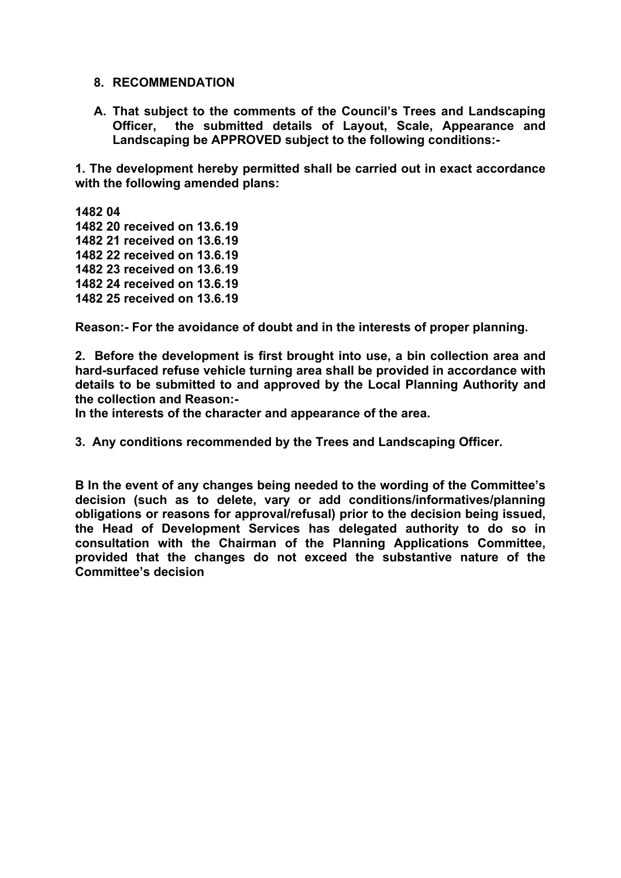## 8. RECOMMENDATION

**A. That subject to the comments of the Council's Trees and Landscaping Officer, the submitted details of Layout, Scale, Appearance and Landscaping be APPROVED subject to the following conditions:-**

**1. The development hereby permitted shall be carried out in exact accordance with the following amended plans:**

**1482 04**
**1482 20 received on 13.6.19**
**1482 21 received on 13.6.19**
**1482 22 received on 13.6.19**
**1482 23 received on 13.6.19**
**1482 24 received on 13.6.19**
**1482 25 received on 13.6.19**

**Reason:- For the avoidance of doubt and in the interests of proper planning.**

**2. Before the development is first brought into use, a bin collection area and hard-surfaced refuse vehicle turning area shall be provided in accordance with details to be submitted to and approved by the Local Planning Authority and the collection and Reason:-**
**In the interests of the character and appearance of the area.**

**3. Any conditions recommended by the Trees and Landscaping Officer.**

**B In the event of any changes being needed to the wording of the Committee's decision (such as to delete, vary or add conditions/informatives/planning obligations or reasons for approval/refusal) prior to the decision being issued, the Head of Development Services has delegated authority to do so in consultation with the Chairman of the Planning Applications Committee, provided that the changes do not exceed the substantive nature of the Committee's decision**